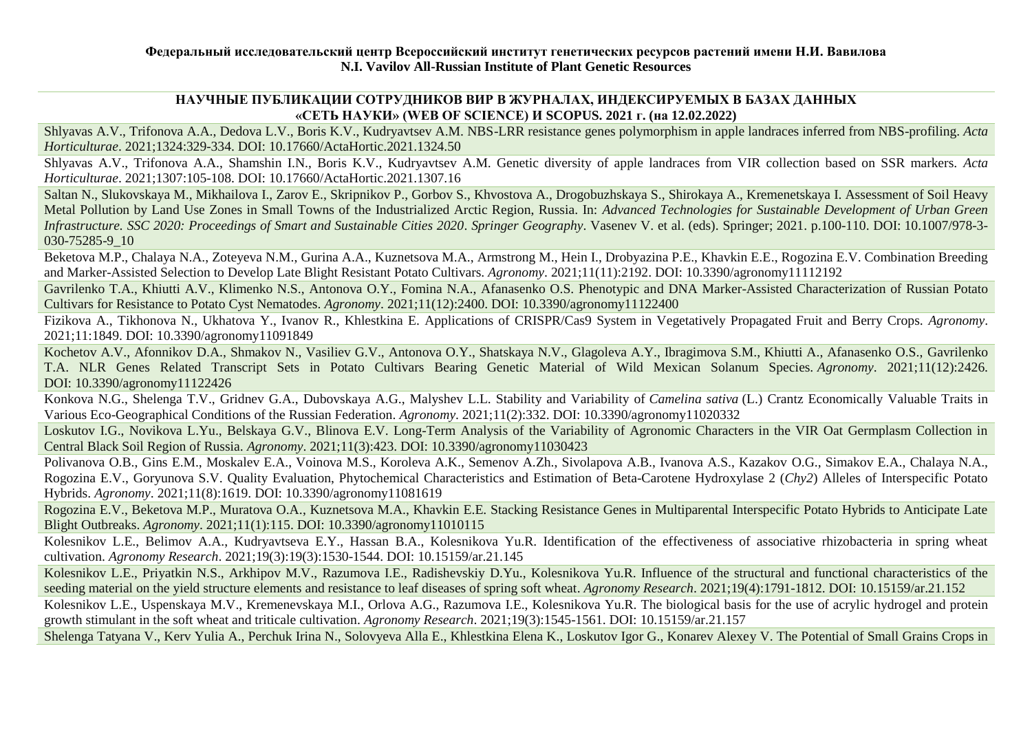**Федеральный исследовательский центр Всероссийский институт генетических ресурсов растений имени Н.И. Вавилова**
**N.I. Vavilov All-Russian Institute of Plant Genetic Resources**

## НАУЧНЫЕ ПУБЛИКАЦИИ СОТРУДНИКОВ ВИР В ЖУРНАЛАХ, ИНДЕКСИРУЕМЫХ В БАЗАХ ДАННЫХ «СЕТЬ НАУКИ» (WEB OF SCIENCE) И SCOPUS. 2021 г. (на 12.02.2022)

Shlyavas A.V., Trifonova A.A., Dedova L.V., Boris K.V., Kudryavtsev A.M. NBS-LRR resistance genes polymorphism in apple landraces inferred from NBS-profiling. *Acta Horticulturae*. 2021;1324:329-334. DOI: 10.17660/ActaHortic.2021.1324.50

Shlyavas A.V., Trifonova A.A., Shamshin I.N., Boris K.V., Kudryavtsev A.M. Genetic diversity of apple landraces from VIR collection based on SSR markers. *Acta Horticulturae*. 2021;1307:105-108. DOI: 10.17660/ActaHortic.2021.1307.16

Saltan N., Slukovskaya M., Mikhailova I., Zarov E., Skripnikov P., Gorbov S., Khvostova A., Drogobuzhskaya S., Shirokaya A., Kremenetskaya I. Assessment of Soil Heavy Metal Pollution by Land Use Zones in Small Towns of the Industrialized Arctic Region, Russia. In: *Advanced Technologies for Sustainable Development of Urban Green Infrastructure. SSC 2020: Proceedings of Smart and Sustainable Cities 2020*. *Springer Geography*. Vasenev V. et al. (eds). Springer; 2021. p.100-110. DOI: 10.1007/978-3-030-75285-9_10

Beketova M.P., Chalaya N.A., Zoteyeva N.M., Gurina A.A., Kuznetsova M.A., Armstrong M., Hein I., Drobyazina P.E., Khavkin E.E., Rogozina E.V. Combination Breeding and Marker-Assisted Selection to Develop Late Blight Resistant Potato Cultivars. *Agronomy*. 2021;11(11):2192. DOI: 10.3390/agronomy11112192

Gavrilenko T.A., Khiutti A.V., Klimenko N.S., Antonova O.Y., Fomina N.A., Afanasenko O.S. Phenotypic and DNA Marker-Assisted Characterization of Russian Potato Cultivars for Resistance to Potato Cyst Nematodes. *Agronomy*. 2021;11(12):2400. DOI: 10.3390/agronomy11122400

Fizikova A., Tikhonova N., Ukhatova Y., Ivanov R., Khlestkina E. Applications of CRISPR/Cas9 System in Vegetatively Propagated Fruit and Berry Crops. *Agronomy*. 2021;11:1849. DOI: 10.3390/agronomy11091849

Kochetov A.V., Afonnikov D.A., Shmakov N., Vasiliev G.V., Antonova O.Y., Shatskaya N.V., Glagoleva A.Y., Ibragimova S.M., Khiutti A., Afanasenko O.S., Gavrilenko T.A. NLR Genes Related Transcript Sets in Potato Cultivars Bearing Genetic Material of Wild Mexican Solanum Species. *Agronomy*. 2021;11(12):2426. DOI: 10.3390/agronomy11122426

Konkova N.G., Shelenga T.V., Gridnev G.A., Dubovskaya A.G., Malyshev L.L. Stability and Variability of *Camelina sativa* (L.) Crantz Economically Valuable Traits in Various Eco-Geographical Conditions of the Russian Federation. *Agronomy*. 2021;11(2):332. DOI: 10.3390/agronomy11020332

Loskutov I.G., Novikova L.Yu., Belskaya G.V., Blinova E.V. Long-Term Analysis of the Variability of Agronomic Characters in the VIR Oat Germplasm Collection in Central Black Soil Region of Russia. *Agronomy*. 2021;11(3):423. DOI: 10.3390/agronomy11030423

Polivanova O.B., Gins E.M., Moskalev E.A., Voinova M.S., Koroleva A.K., Semenov A.Zh., Sivolapova A.B., Ivanova A.S., Kazakov O.G., Simakov E.A., Chalaya N.A., Rogozina E.V., Goryunova S.V. Quality Evaluation, Phytochemical Characteristics and Estimation of Beta-Carotene Hydroxylase 2 (*Chy2*) Alleles of Interspecific Potato Hybrids. *Agronomy*. 2021;11(8):1619. DOI: 10.3390/agronomy11081619

Rogozina E.V., Beketova M.P., Muratova O.A., Kuznetsova M.A., Khavkin E.E. Stacking Resistance Genes in Multiparental Interspecific Potato Hybrids to Anticipate Late Blight Outbreaks. *Agronomy*. 2021;11(1):115. DOI: 10.3390/agronomy11010115

Kolesnikov L.E., Belimov A.A., Kudryavtseva E.Y., Hassan B.A., Kolesnikova Yu.R. Identification of the effectiveness of associative rhizobacteria in spring wheat cultivation. *Agronomy Research*. 2021;19(3):19(3):1530-1544. DOI: 10.15159/ar.21.145

Kolesnikov L.E., Priyatkin N.S., Arkhipov M.V., Razumova I.E., Radishevskiy D.Yu., Kolesnikova Yu.R. Influence of the structural and functional characteristics of the seeding material on the yield structure elements and resistance to leaf diseases of spring soft wheat. *Agronomy Research*. 2021;19(4):1791-1812. DOI: 10.15159/ar.21.152

Kolesnikov L.E., Uspenskaya M.V., Kremenevskaya M.I., Orlova A.G., Razumova I.E., Kolesnikova Yu.R. The biological basis for the use of acrylic hydrogel and protein growth stimulant in the soft wheat and triticale cultivation. *Agronomy Research*. 2021;19(3):1545-1561. DOI: 10.15159/ar.21.157

Shelenga Tatyana V., Kerv Yulia A., Perchuk Irina N., Solovyeva Alla E., Khlestkina Elena K., Loskutov Igor G., Konarev Alexey V. The Potential of Small Grains Crops in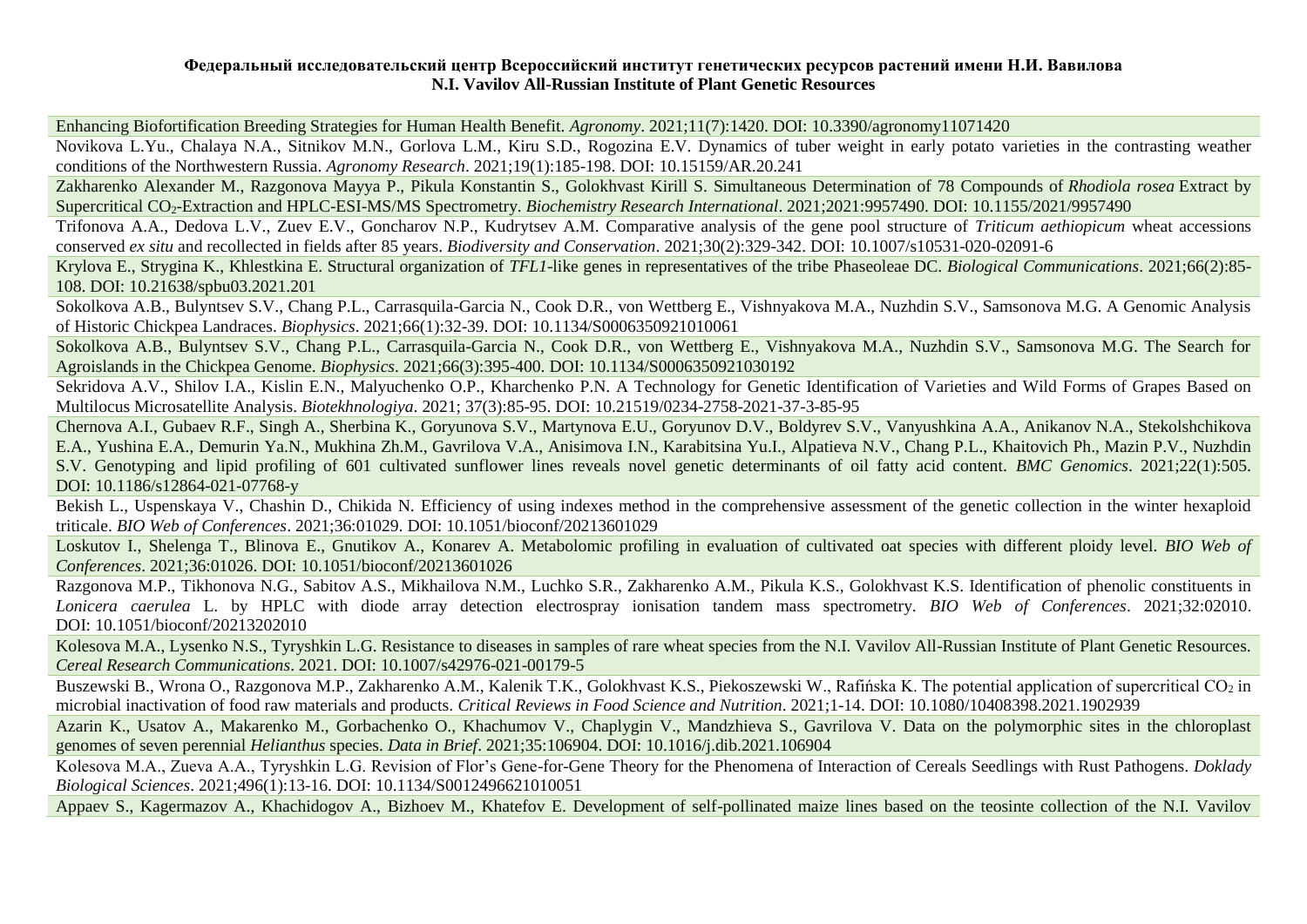**Федеральный исследовательский центр Всероссийский институт генетических ресурсов растений имени Н.И. Вавилова**
**N.I. Vavilov All-Russian Institute of Plant Genetic Resources**

Enhancing Biofortification Breeding Strategies for Human Health Benefit. *Agronomy*. 2021;11(7):1420. DOI: 10.3390/agronomy11071420

Novikova L.Yu., Chalaya N.A., Sitnikov M.N., Gorlova L.M., Kiru S.D., Rogozina E.V. Dynamics of tuber weight in early potato varieties in the contrasting weather conditions of the Northwestern Russia. *Agronomy Research*. 2021;19(1):185-198. DOI: 10.15159/AR.20.241

Zakharenko Alexander M., Razgonova Mayya P., Pikula Konstantin S., Golokhvast Kirill S. Simultaneous Determination of 78 Compounds of *Rhodiola rosea* Extract by Supercritical $CO_2$-Extraction and HPLC-ESI-MS/MS Spectrometry. *Biochemistry Research International*. 2021;2021:9957490. DOI: 10.1155/2021/9957490

Trifonova A.A., Dedova L.V., Zuev E.V., Goncharov N.P., Kudrytsev A.M. Comparative analysis of the gene pool structure of *Triticum aethiopicum* wheat accessions conserved *ex situ* and recollected in fields after 85 years. *Biodiversity and Conservation*. 2021;30(2):329-342. DOI: 10.1007/s10531-020-02091-6

Krylova E., Strygina K., Khlestkina E. Structural organization of *TFL1*-like genes in representatives of the tribe Phaseoleae DC. *Biological Communications*. 2021;66(2):85-108. DOI: 10.21638/spbu03.2021.201

Sokolkova A.B., Bulyntsev S.V., Chang P.L., Carrasquila-Garcia N., Cook D.R., von Wettberg E., Vishnyakova M.A., Nuzhdin S.V., Samsonova M.G. A Genomic Analysis of Historic Chickpea Landraces. *Biophysics*. 2021;66(1):32-39. DOI: 10.1134/S0006350921010061

Sokolkova A.B., Bulyntsev S.V., Chang P.L., Carrasquila-Garcia N., Cook D.R., von Wettberg E., Vishnyakova M.A., Nuzhdin S.V., Samsonova M.G. The Search for Agroislands in the Chickpea Genome. *Biophysics*. 2021;66(3):395-400. DOI: 10.1134/S0006350921030192

Sekridova A.V., Shilov I.A., Kislin E.N., Malyuchenko O.P., Kharchenko P.N. A Technology for Genetic Identification of Varieties and Wild Forms of Grapes Based on Multilocus Microsatellite Analysis. *Biotekhnologiya*. 2021; 37(3):85-95. DOI: 10.21519/0234-2758-2021-37-3-85-95

Chernova A.I., Gubaev R.F., Singh A., Sherbina K., Goryunova S.V., Martynova E.U., Goryunov D.V., Boldyrev S.V., Vanyushkina A.A., Anikanov N.A., Stekolshchikova E.A., Yushina E.A., Demurin Ya.N., Mukhina Zh.M., Gavrilova V.A., Anisimova I.N., Karabitsina Yu.I., Alpatieva N.V., Chang P.L., Khaitovich Ph., Mazin P.V., Nuzhdin S.V. Genotyping and lipid profiling of 601 cultivated sunflower lines reveals novel genetic determinants of oil fatty acid content. *BMC Genomics*. 2021;22(1):505. DOI: 10.1186/s12864-021-07768-y

Bekish L., Uspenskaya V., Chashin D., Chikida N. Efficiency of using indexes method in the comprehensive assessment of the genetic collection in the winter hexaploid triticale. *BIO Web of Conferences*. 2021;36:01029. DOI: 10.1051/bioconf/20213601029

Loskutov I., Shelenga T., Blinova E., Gnutikov A., Konarev A. Metabolomic profiling in evaluation of cultivated oat species with different ploidy level. *BIO Web of Conferences*. 2021;36:01026. DOI: 10.1051/bioconf/20213601026

Razgonova M.P., Tikhonova N.G., Sabitov A.S., Mikhailova N.M., Luchko S.R., Zakharenko A.M., Pikula K.S., Golokhvast K.S. Identification of phenolic constituents in *Lonicera caerulea* L. by HPLC with diode array detection electrospray ionisation tandem mass spectrometry. *BIO Web of Conferences*. 2021;32:02010. DOI: 10.1051/bioconf/20213202010

Kolesova M.A., Lysenko N.S., Tyryshkin L.G. Resistance to diseases in samples of rare wheat species from the N.I. Vavilov All-Russian Institute of Plant Genetic Resources. *Cereal Research Communications*. 2021. DOI: 10.1007/s42976-021-00179-5

Buszewski B., Wrona O., Razgonova M.P., Zakharenko A.M., Kalenik T.K., Golokhvast K.S., Piekoszewski W., Rafińska K. The potential application of supercritical $CO_2$ in microbial inactivation of food raw materials and products. *Critical Reviews in Food Science and Nutrition*. 2021;1-14. DOI: 10.1080/10408398.2021.1902939

Azarin K., Usatov A., Makarenko M., Gorbachenko O., Khachumov V., Chaplygin V., Mandzhieva S., Gavrilova V. Data on the polymorphic sites in the chloroplast genomes of seven perennial *Helianthus* species. *Data in Brief*. 2021;35:106904. DOI: 10.1016/j.dib.2021.106904

Kolesova M.A., Zueva A.A., Tyryshkin L.G. Revision of Flor's Gene-for-Gene Theory for the Phenomena of Interaction of Cereals Seedlings with Rust Pathogens. *Doklady Biological Sciences*. 2021;496(1):13-16. DOI: 10.1134/S0012496621010051

Appaev S., Kagermazov A., Khachidogov A., Bizhoev M., Khatefov E. Development of self-pollinated maize lines based on the teosinte collection of the N.I. Vavilov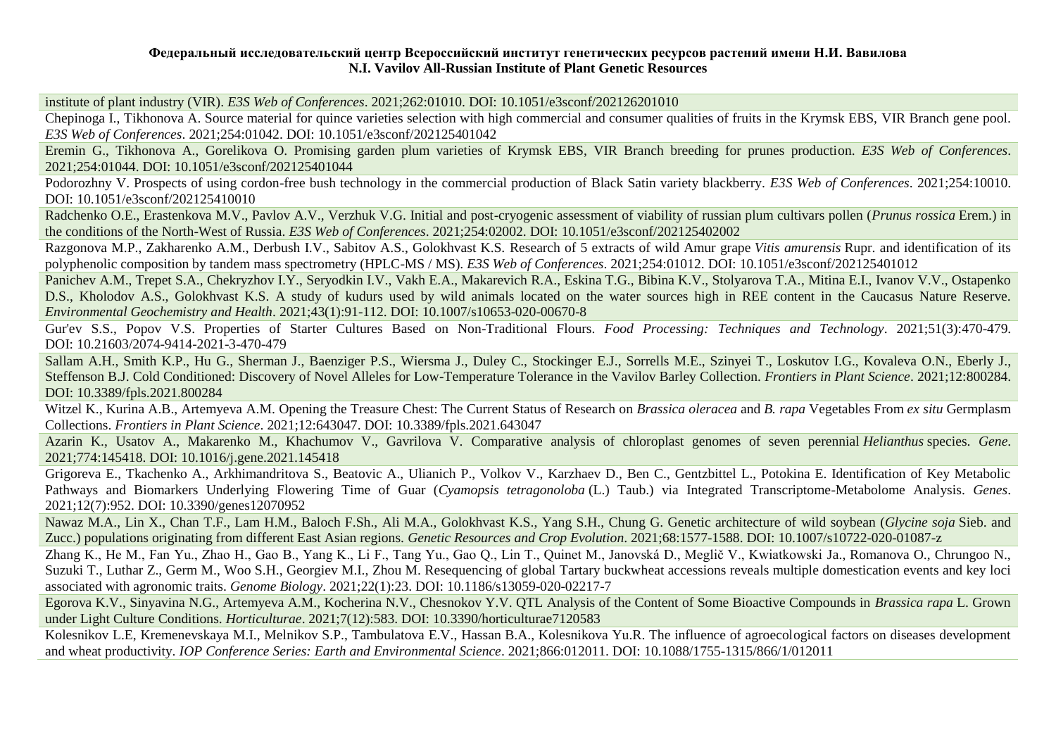institute of plant industry (VIR). *E3S Web of Conferences*. 2021;262:01010. DOI: 10.1051/e3sconf/202126201010

Chepinoga I., Tikhonova A. Source material for quince varieties selection with high commercial and consumer qualities of fruits in the Krymsk EBS, VIR Branch gene pool. *E3S Web of Conferences*. 2021;254:01042. DOI: 10.1051/e3sconf/202125401042

Eremin G., Tikhonova A., Gorelikova O. Promising garden plum varieties of Krymsk EBS, VIR Branch breeding for prunes production. *E3S Web of Conferences*. 2021;254:01044. DOI: 10.1051/e3sconf/202125401044

Podorozhny V. Prospects of using cordon-free bush technology in the commercial production of Black Satin variety blackberry. *E3S Web of Conferences*. 2021;254:10010. DOI: 10.1051/e3sconf/202125410010

Radchenko O.E., Erastenkova M.V., Pavlov A.V., Verzhuk V.G. Initial and post-cryogenic assessment of viability of russian plum cultivars pollen (*Prunus rossica* Erem.) in the conditions of the North-West of Russia. *E3S Web of Conferences*. 2021;254:02002. DOI: 10.1051/e3sconf/202125402002

Razgonova M.P., Zakharenko A.M., Derbush I.V., Sabitov A.S., Golokhvast K.S. Research of 5 extracts of wild Amur grape *Vitis amurensis* Rupr. and identification of its polyphenolic composition by tandem mass spectrometry (HPLC-MS / MS). *E3S Web of Conferences*. 2021;254:01012. DOI: 10.1051/e3sconf/202125401012

Panichev A.M., Trepet S.A., Chekryzhov I.Y., Seryodkin I.V., Vakh E.A., Makarevich R.A., Eskina T.G., Bibina K.V., Stolyarova T.A., Mitina E.I., Ivanov V.V., Ostapenko D.S., Kholodov A.S., Golokhvast K.S. A study of kudurs used by wild animals located on the water sources high in REE content in the Caucasus Nature Reserve. *Environmental Geochemistry and Health*. 2021;43(1):91-112. DOI: 10.1007/s10653-020-00670-8

Gur'ev S.S., Popov V.S. Properties of Starter Cultures Based on Non-Traditional Flours. *Food Processing: Techniques and Technology*. 2021;51(3):470-479. DOI: 10.21603/2074-9414-2021-3-470-479

Sallam A.H., Smith K.P., Hu G., Sherman J., Baenziger P.S., Wiersma J., Duley C., Stockinger E.J., Sorrells M.E., Szinyei T., Loskutov I.G., Kovaleva O.N., Eberly J., Steffenson B.J. Cold Conditioned: Discovery of Novel Alleles for Low-Temperature Tolerance in the Vavilov Barley Collection. *Frontiers in Plant Science*. 2021;12:800284. DOI: 10.3389/fpls.2021.800284

Witzel K., Kurina A.B., Artemyeva A.M. Opening the Treasure Chest: The Current Status of Research on *Brassica oleracea* and *B. rapa* Vegetables From *ex situ* Germplasm Collections. *Frontiers in Plant Science*. 2021;12:643047. DOI: 10.3389/fpls.2021.643047

Azarin K., Usatov A., Makarenko M., Khachumov V., Gavrilova V. Comparative analysis of chloroplast genomes of seven perennial *Helianthus* species. *Gene*. 2021;774:145418. DOI: 10.1016/j.gene.2021.145418

Grigoreva E., Tkachenko A., Arkhimandritova S., Beatovic A., Ulianich P., Volkov V., Karzhaev D., Ben C., Gentzbittel L., Potokina E. Identification of Key Metabolic Pathways and Biomarkers Underlying Flowering Time of Guar (*Cyamopsis tetragonoloba* (L.) Taub.) via Integrated Transcriptome-Metabolome Analysis. *Genes*. 2021;12(7):952. DOI: 10.3390/genes12070952

Nawaz M.A., Lin X., Chan T.F., Lam H.M., Baloch F.Sh., Ali M.A., Golokhvast K.S., Yang S.H., Chung G. Genetic architecture of wild soybean (*Glycine soja* Sieb. and Zucc.) populations originating from different East Asian regions. *Genetic Resources and Crop Evolution*. 2021;68:1577-1588. DOI: 10.1007/s10722-020-01087-z

Zhang K., He M., Fan Yu., Zhao H., Gao B., Yang K., Li F., Tang Yu., Gao Q., Lin T., Quinet M., Janovská D., Meglič V., Kwiatkowski Ja., Romanova O., Chrungoo N., Suzuki T., Luthar Z., Germ M., Woo S.H., Georgiev M.I., Zhou M. Resequencing of global Tartary buckwheat accessions reveals multiple domestication events and key loci associated with agronomic traits. *Genome Biology*. 2021;22(1):23. DOI: 10.1186/s13059-020-02217-7

Egorova K.V., Sinyavina N.G., Artemyeva A.M., Kocherina N.V., Chesnokov Y.V. QTL Analysis of the Content of Some Bioactive Compounds in *Brassica rapa* L. Grown under Light Culture Conditions. *Horticulturae*. 2021;7(12):583. DOI: 10.3390/horticulturae7120583

Kolesnikov L.E, Kremenevskaya M.I., Melnikov S.P., Tambulatova E.V., Hassan B.A., Kolesnikova Yu.R. The influence of agroecological factors on diseases development and wheat productivity. *IOP Conference Series: Earth and Environmental Science*. 2021;866:012011. DOI: 10.1088/1755-1315/866/1/012011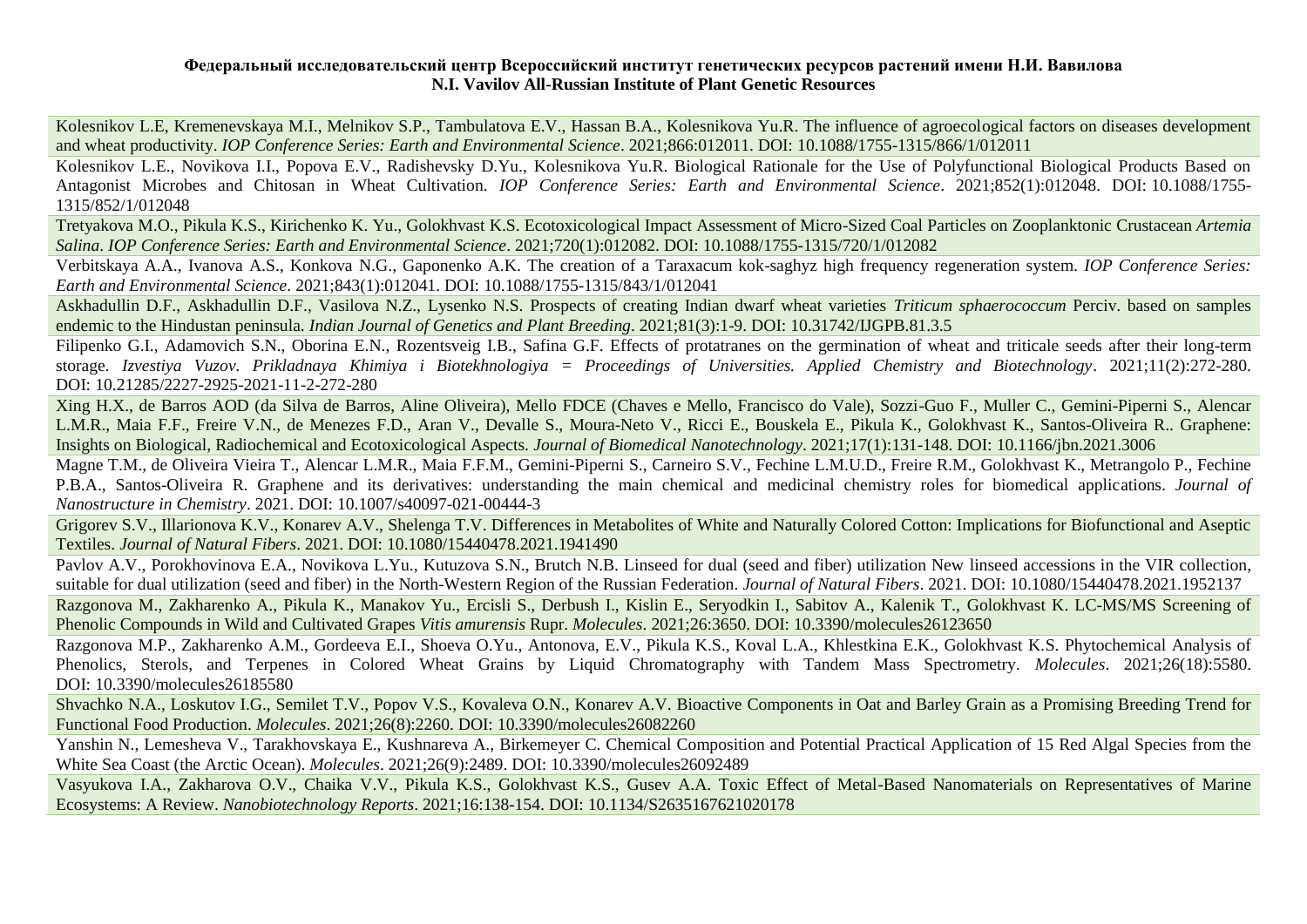**Федеральный исследовательский центр Всероссийский институт генетических ресурсов растений имени Н.И. Вавилова**
**N.I. Vavilov All-Russian Institute of Plant Genetic Resources**

Kolesnikov L.E, Kremenevskaya M.I., Melnikov S.P., Tambulatova E.V., Hassan B.A., Kolesnikova Yu.R. The influence of agroecological factors on diseases development and wheat productivity. *IOP Conference Series: Earth and Environmental Science*. 2021;866:012011. DOI: 10.1088/1755-1315/866/1/012011

Kolesnikov L.E., Novikova I.I., Popova E.V., Radishevsky D.Yu., Kolesnikova Yu.R. Biological Rationale for the Use of Polyfunctional Biological Products Based on Antagonist Microbes and Chitosan in Wheat Cultivation. *IOP Conference Series: Earth and Environmental Science*. 2021;852(1):012048. DOI: 10.1088/1755-1315/852/1/012048

Tretyakova M.O., Pikula K.S., Kirichenko K. Yu., Golokhvast K.S. Ecotoxicological Impact Assessment of Micro-Sized Coal Particles on Zooplanktonic Crustacean *Artemia Salina*. *IOP Conference Series: Earth and Environmental Science*. 2021;720(1):012082. DOI: 10.1088/1755-1315/720/1/012082

Verbitskaya A.A., Ivanova A.S., Konkova N.G., Gaponenko A.K. The creation of a Taraxacum kok-saghyz high frequency regeneration system. *IOP Conference Series: Earth and Environmental Science*. 2021;843(1):012041. DOI: 10.1088/1755-1315/843/1/012041

Askhadullin D.F., Askhadullin D.F., Vasilova N.Z., Lysenko N.S. Prospects of creating Indian dwarf wheat varieties *Triticum sphaerococcum* Perciv. based on samples endemic to the Hindustan peninsula. *Indian Journal of Genetics and Plant Breeding*. 2021;81(3):1-9. DOI: 10.31742/IJGPB.81.3.5

Filipenko G.I., Adamovich S.N., Oborina E.N., Rozentsveig I.B., Safina G.F. Effects of protatranes on the germination of wheat and triticale seeds after their long-term storage. *Izvestiya Vuzov. Prikladnaya Khimiya i Biotekhnologiya = Proceedings of Universities. Applied Chemistry and Biotechnology*. 2021;11(2):272-280. DOI: 10.21285/2227-2925-2021-11-2-272-280

Xing H.X., de Barros AOD (da Silva de Barros, Aline Oliveira), Mello FDCE (Chaves e Mello, Francisco do Vale), Sozzi-Guo F., Muller C., Gemini-Piperni S., Alencar L.M.R., Maia F.F., Freire V.N., de Menezes F.D., Aran V., Devalle S., Moura-Neto V., Ricci E., Bouskela E., Pikula K., Golokhvast K., Santos-Oliveira R.. Graphene: Insights on Biological, Radiochemical and Ecotoxicological Aspects. *Journal of Biomedical Nanotechnology*. 2021;17(1):131-148. DOI: 10.1166/jbn.2021.3006

Magne T.M., de Oliveira Vieira T., Alencar L.M.R., Maia F.F.M., Gemini-Piperni S., Carneiro S.V., Fechine L.M.U.D., Freire R.M., Golokhvast K., Metrangolo P., Fechine P.B.A., Santos-Oliveira R. Graphene and its derivatives: understanding the main chemical and medicinal chemistry roles for biomedical applications. *Journal of Nanostructure in Chemistry*. 2021. DOI: 10.1007/s40097-021-00444-3

Grigorev S.V., Illarionova K.V., Konarev A.V., Shelenga T.V. Differences in Metabolites of White and Naturally Colored Cotton: Implications for Biofunctional and Aseptic Textiles. *Journal of Natural Fibers*. 2021. DOI: 10.1080/15440478.2021.1941490

Pavlov A.V., Porokhovinova E.A., Novikova L.Yu., Kutuzova S.N., Brutch N.B. Linseed for dual (seed and fiber) utilization New linseed accessions in the VIR collection, suitable for dual utilization (seed and fiber) in the North-Western Region of the Russian Federation. *Journal of Natural Fibers*. 2021. DOI: 10.1080/15440478.2021.1952137

Razgonova M., Zakharenko A., Pikula K., Manakov Yu., Ercisli S., Derbush I., Kislin E., Seryodkin I., Sabitov A., Kalenik T., Golokhvast K. LC-MS/MS Screening of Phenolic Compounds in Wild and Cultivated Grapes *Vitis amurensis* Rupr. *Molecules*. 2021;26:3650. DOI: 10.3390/molecules26123650

Razgonova M.P., Zakharenko A.M., Gordeeva E.I., Shoeva O.Yu., Antonova, E.V., Pikula K.S., Koval L.A., Khlestkina E.K., Golokhvast K.S. Phytochemical Analysis of Phenolics, Sterols, and Terpenes in Colored Wheat Grains by Liquid Chromatography with Tandem Mass Spectrometry. *Molecules*. 2021;26(18):5580. DOI: 10.3390/molecules26185580

Shvachko N.A., Loskutov I.G., Semilet T.V., Popov V.S., Kovaleva O.N., Konarev A.V. Bioactive Components in Oat and Barley Grain as a Promising Breeding Trend for Functional Food Production. *Molecules*. 2021;26(8):2260. DOI: 10.3390/molecules26082260

Yanshin N., Lemesheva V., Tarakhovskaya E., Kushnareva A., Birkemeyer C. Chemical Composition and Potential Practical Application of 15 Red Algal Species from the White Sea Coast (the Arctic Ocean). *Molecules*. 2021;26(9):2489. DOI: 10.3390/molecules26092489

Vasyukova I.A., Zakharova O.V., Chaika V.V., Pikula K.S., Golokhvast K.S., Gusev A.A. Toxic Effect of Metal-Based Nanomaterials on Representatives of Marine Ecosystems: A Review. *Nanobiotechnology Reports*. 2021;16:138-154. DOI: 10.1134/S2635167621020178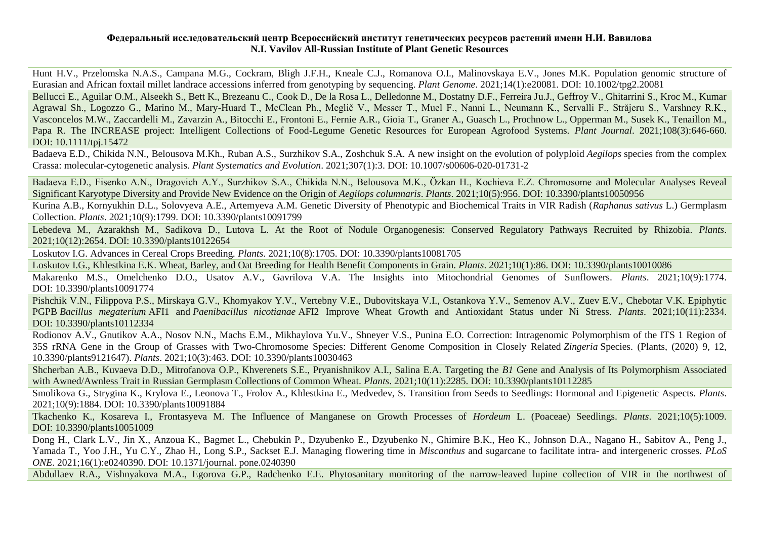**Федеральный исследовательский центр Всероссийский институт генетических ресурсов растений имени Н.И. Вавилова**
**N.I. Vavilov All-Russian Institute of Plant Genetic Resources**

Hunt H.V., Przelomska N.A.S., Campana M.G., Cockram, Bligh J.F.H., Kneale C.J., Romanova O.I., Malinovskaya E.V., Jones M.K. Population genomic structure of Eurasian and African foxtail millet landrace accessions inferred from genotyping by sequencing. *Plant Genome*. 2021;14(1):e20081. DOI: 10.1002/tpg2.20081

Bellucci E., Aguilar O.M., Alseekh S., Bett K., Brezeanu C., Cook D., De la Rosa L., Delledonne M., Dostatny D.F., Ferreira Ju.J., Geffroy V., Ghitarrini S., Kroc M., Kumar Agrawal Sh., Logozzo G., Marino M., Mary-Huard T., McClean Ph., Meglič V., Messer T., Muel F., Nanni L., Neumann K., Servalli F., Străjeru S., Varshney R.K., Vasconcelos M.W., Zaccardelli M., Zavarzin A., Bitocchi E., Frontoni E., Fernie A.R., Gioia T., Graner A., Guasch L., Prochnow L., Opperman M., Susek K., Tenaillon M., Papa R. The INCREASE project: Intelligent Collections of Food-Legume Genetic Resources for European Agrofood Systems. *Plant Journal*. 2021;108(3):646-660. DOI: 10.1111/tpj.15472

Badaeva E.D., Chikida N.N., Belousova M.Kh., Ruban A.S., Surzhikov S.A., Zoshchuk S.A. A new insight on the evolution of polyploid *Aegilops* species from the complex Crassa: molecular-cytogenetic analysis. *Plant Systematics and Evolution*. 2021;307(1):3. DOI: 10.1007/s00606-020-01731-2

Badaeva E.D., Fisenko A.N., Dragovich A.Y., Surzhikov S.A., Chikida N.N., Belousova M.K., Özkan H., Kochieva E.Z. Chromosome and Molecular Analyses Reveal Significant Karyotype Diversity and Provide New Evidence on the Origin of *Aegilops columnaris*. *Plants*. 2021;10(5):956. DOI: 10.3390/plants10050956

Kurina A.B., Kornyukhin D.L., Solovyeva A.E., Artemyeva A.M. Genetic Diversity of Phenotypic and Biochemical Traits in VIR Radish (*Raphanus sativus* L.) Germplasm Collection. *Plants*. 2021;10(9):1799. DOI: 10.3390/plants10091799

Lebedeva M., Azarakhsh M., Sadikova D., Lutova L. At the Root of Nodule Organogenesis: Conserved Regulatory Pathways Recruited by Rhizobia. *Plants*. 2021;10(12):2654. DOI: 10.3390/plants10122654

Loskutov I.G. Advances in Cereal Crops Breeding. *Plants*. 2021;10(8):1705. DOI: 10.3390/plants10081705

Loskutov I.G., Khlestkina E.K. Wheat, Barley, and Oat Breeding for Health Benefit Components in Grain. *Plants*. 2021;10(1):86. DOI: 10.3390/plants10010086

Makarenko M.S., Omelchenko D.O., Usatov A.V., Gavrilova V.A. The Insights into Mitochondrial Genomes of Sunflowers. *Plants*. 2021;10(9):1774. DOI: 10.3390/plants10091774

Pishchik V.N., Filippova P.S., Mirskaya G.V., Khomyakov Y.V., Vertebny V.E., Dubovitskaya V.I., Ostankova Y.V., Semenov A.V., Zuev E.V., Chebotar V.K. Epiphytic PGPB *Bacillus megaterium* AFI1 and *Paenibacillus nicotianae* AFI2 Improve Wheat Growth and Antioxidant Status under Ni Stress. *Plants*. 2021;10(11):2334. DOI: 10.3390/plants10112334

Rodionov A.V., Gnutikov A.A., Nosov N.N., Machs E.M., Mikhaylova Yu.V., Shneyer V.S., Punina E.O. Correction: Intragenomic Polymorphism of the ITS 1 Region of 35S rRNA Gene in the Group of Grasses with Two-Chromosome Species: Different Genome Composition in Closely Related *Zingeria* Species. (Plants, (2020) 9, 12, 10.3390/plants9121647). *Plants*. 2021;10(3):463. DOI: 10.3390/plants10030463

Shcherban A.B., Kuvaeva D.D., Mitrofanova O.P., Khverenets S.E., Pryanishnikov A.I., Salina E.A. Targeting the *B1* Gene and Analysis of Its Polymorphism Associated with Awned/Awnless Trait in Russian Germplasm Collections of Common Wheat. *Plants*. 2021;10(11):2285. DOI: 10.3390/plants10112285

Smolikova G., Strygina K., Krylova E., Leonova T., Frolov A., Khlestkina E., Medvedev, S. Transition from Seeds to Seedlings: Hormonal and Epigenetic Aspects. *Plants*. 2021;10(9):1884. DOI: 10.3390/plants10091884

Tkachenko K., Kosareva I., Frontasyeva M. The Influence of Manganese on Growth Processes of *Hordeum* L. (Poaceae) Seedlings. *Plants*. 2021;10(5):1009. DOI: 10.3390/plants10051009

Dong H., Clark L.V., Jin X., Anzoua K., Bagmet L., Chebukin P., Dzyubenko E., Dzyubenko N., Ghimire B.K., Heo K., Johnson D.A., Nagano H., Sabitov A., Peng J., Yamada T., Yoo J.H., Yu C.Y., Zhao H., Long S.P., Sackset E.J. Managing flowering time in *Miscanthus* and sugarcane to facilitate intra- and intergeneric crosses. *PLoS ONE*. 2021;16(1):e0240390. DOI: 10.1371/journal. pone.0240390

Abdullaev R.A., Vishnyakova M.A., Egorova G.P., Radchenko E.E. Phytosanitary monitoring of the narrow-leaved lupine collection of VIR in the northwest of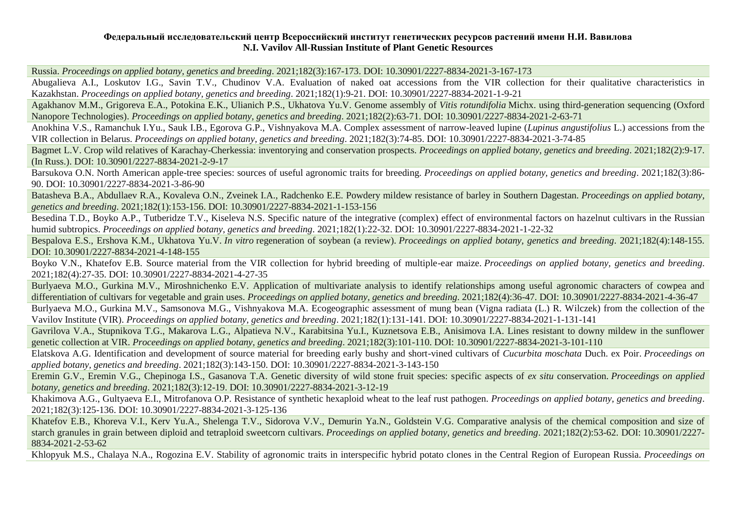Russia. *Proceedings on applied botany, genetics and breeding*. 2021;182(3):167-173. DOI: 10.30901/2227-8834-2021-3-167-173

Abugalieva A.I., Loskutov I.G., Savin T.V., Chudinov V.A. Evaluation of naked oat accessions from the VIR collection for their qualitative characteristics in Kazakhstan. *Proceedings on applied botany, genetics and breeding*. 2021;182(1):9-21. DOI: 10.30901/2227-8834-2021-1-9-21

Agakhanov M.M., Grigoreva E.A., Potokina E.K., Ulianich P.S., Ukhatova Yu.V. Genome assembly of *Vitis rotundifolia* Michx. using third-generation sequencing (Oxford Nanopore Technologies). *Proceedings on applied botany, genetics and breeding*. 2021;182(2):63-71. DOI: 10.30901/2227-8834-2021-2-63-71

Anokhina V.S., Ramanchuk I.Yu., Sauk I.B., Egorova G.P., Vishnyakova M.A. Complex assessment of narrow-leaved lupine (*Lupinus angustifolius* L.) accessions from the VIR collection in Belarus. *Proceedings on applied botany, genetics and breeding*. 2021;182(3):74-85. DOI: 10.30901/2227-8834-2021-3-74-85

Bagmet L.V. Crop wild relatives of Karachay-Cherkessia: inventorying and conservation prospects. *Proceedings on applied botany, genetics and breeding*. 2021;182(2):9-17. (In Russ.). DOI: 10.30901/2227-8834-2021-2-9-17

Barsukova O.N. North American apple-tree species: sources of useful agronomic traits for breeding. *Proceedings on applied botany, genetics and breeding*. 2021;182(3):86-90. DOI: 10.30901/2227-8834-2021-3-86-90

Batasheva B.A., Abdullaev R.A., Kovaleva O.N., Zveinek I.A., Radchenko E.E. Powdery mildew resistance of barley in Southern Dagestan. *Proceedings on applied botany, genetics and breeding*. 2021;182(1):153-156. DOI: 10.30901/2227-8834-2021-1-153-156

Besedina T.D., Boyko A.P., Tutberidze T.V., Kiseleva N.S. Specific nature of the integrative (complex) effect of environmental factors on hazelnut cultivars in the Russian humid subtropics. *Proceedings on applied botany, genetics and breeding*. 2021;182(1):22-32. DOI: 10.30901/2227-8834-2021-1-22-32

Bespalova E.S., Ershova K.M., Ukhatova Yu.V. *In vitro* regeneration of soybean (a review). *Proceedings on applied botany, genetics and breeding*. 2021;182(4):148-155. DOI: 10.30901/2227-8834-2021-4-148-155

Boyko V.N., Khatefov E.B. Source material from the VIR collection for hybrid breeding of multiple-ear maize. *Proceedings on applied botany, genetics and breeding*. 2021;182(4):27-35. DOI: 10.30901/2227-8834-2021-4-27-35

Burlyaeva M.O., Gurkina M.V., Miroshnichenko E.V. Application of multivariate analysis to identify relationships among useful agronomic characters of cowpea and differentiation of cultivars for vegetable and grain uses. *Proceedings on applied botany, genetics and breeding*. 2021;182(4):36-47. DOI: 10.30901/2227-8834-2021-4-36-47

Burlyaeva M.O., Gurkina M.V., Samsonova M.G., Vishnyakova M.A. Ecogeographic assessment of mung bean (Vigna radiata (L.) R. Wilczek) from the collection of the Vavilov Institute (VIR). *Proceedings on applied botany, genetics and breeding*. 2021;182(1):131-141. DOI: 10.30901/2227-8834-2021-1-131-141

Gavrilova V.A., Stupnikova T.G., Makarova L.G., Alpatieva N.V., Karabitsina Yu.I., Kuznetsova E.B., Anisimova I.A. Lines resistant to downy mildew in the sunflower genetic collection at VIR. *Proceedings on applied botany, genetics and breeding*. 2021;182(3):101-110. DOI: 10.30901/2227-8834-2021-3-101-110

Elatskova A.G. Identification and development of source material for breeding early bushy and short-vined cultivars of *Cucurbita moschata* Duch. ex Poir. *Proceedings on applied botany, genetics and breeding*. 2021;182(3):143-150. DOI: 10.30901/2227-8834-2021-3-143-150

Eremin G.V., Eremin V.G., Chepinoga I.S., Gasanova T.A. Genetic diversity of wild stone fruit species: specific aspects of *ex situ* conservation. *Proceedings on applied botany, genetics and breeding*. 2021;182(3):12-19. DOI: 10.30901/2227-8834-2021-3-12-19

Khakimova A.G., Gultyaeva E.I., Mitrofanova O.P. Resistance of synthetic hexaploid wheat to the leaf rust pathogen. *Proceedings on applied botany, genetics and breeding*. 2021;182(3):125-136. DOI: 10.30901/2227-8834-2021-3-125-136

Khatefov E.B., Khoreva V.I., Kerv Yu.A., Shelenga T.V., Sidorova V.V., Demurin Ya.N., Goldstein V.G. Comparative analysis of the chemical composition and size of starch granules in grain between diploid and tetraploid sweetcorn cultivars. *Proceedings on applied botany, genetics and breeding*. 2021;182(2):53-62. DOI: 10.30901/2227-8834-2021-2-53-62

Khlopyuk M.S., Chalaya N.A., Rogozina E.V. Stability of agronomic traits in interspecific hybrid potato clones in the Central Region of European Russia. *Proceedings on*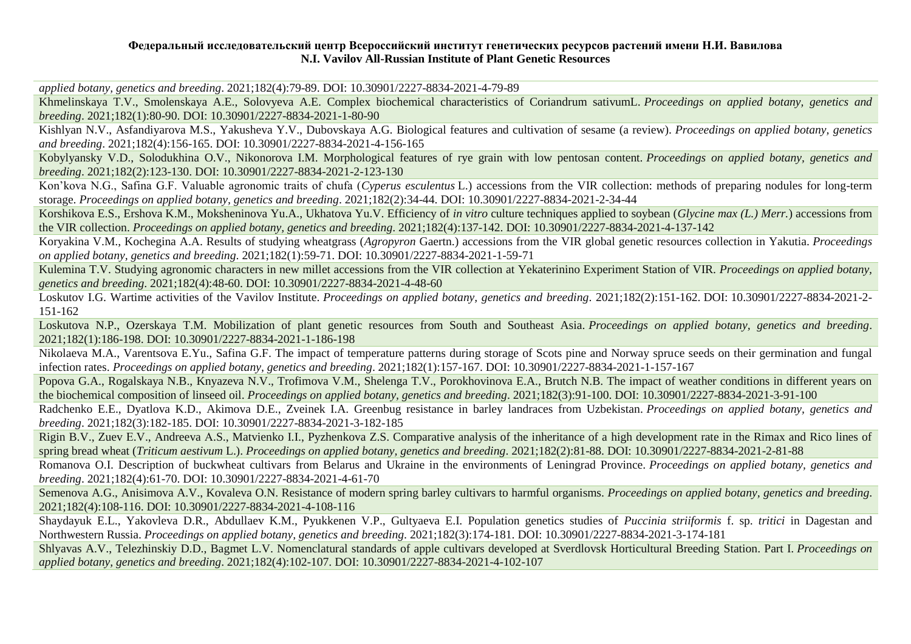*applied botany, genetics and breeding*. 2021;182(4):79-89. DOI: 10.30901/2227-8834-2021-4-79-89

Khmelinskaya T.V., Smolenskaya A.E., Solovyeva A.E. Complex biochemical characteristics of Coriandrum sativumL. *Proceedings on applied botany, genetics and breeding*. 2021;182(1):80-90. DOI: 10.30901/2227-8834-2021-1-80-90

Kishlyan N.V., Asfandiyarova M.S., Yakusheva Y.V., Dubovskaya A.G. Biological features and cultivation of sesame (a review). *Proceedings on applied botany, genetics and breeding*. 2021;182(4):156-165. DOI: 10.30901/2227-8834-2021-4-156-165

Kobylyansky V.D., Solodukhina O.V., Nikonorova I.M. Morphological features of rye grain with low pentosan content. *Proceedings on applied botany, genetics and breeding*. 2021;182(2):123-130. DOI: 10.30901/2227-8834-2021-2-123-130

Kon'kova N.G., Safina G.F. Valuable agronomic traits of chufa (*Cyperus esculentus* L.) accessions from the VIR collection: methods of preparing nodules for long-term storage. *Proceedings on applied botany, genetics and breeding*. 2021;182(2):34-44. DOI: 10.30901/2227-8834-2021-2-34-44

Korshikova E.S., Ershova K.M., Moksheninova Yu.A., Ukhatova Yu.V. Efficiency of *in vitro* culture techniques applied to soybean (*Glycine max (L.) Merr.*) accessions from the VIR collection. *Proceedings on applied botany, genetics and breeding*. 2021;182(4):137-142. DOI: 10.30901/2227-8834-2021-4-137-142

Koryakina V.M., Kochegina A.A. Results of studying wheatgrass (*Agropyron* Gaertn.) accessions from the VIR global genetic resources collection in Yakutia. *Proceedings on applied botany, genetics and breeding*. 2021;182(1):59-71. DOI: 10.30901/2227-8834-2021-1-59-71

Kulemina T.V. Studying agronomic characters in new millet accessions from the VIR collection at Yekaterinino Experiment Station of VIR. *Proceedings on applied botany, genetics and breeding*. 2021;182(4):48-60. DOI: 10.30901/2227-8834-2021-4-48-60

Loskutov I.G. Wartime activities of the Vavilov Institute. *Proceedings on applied botany, genetics and breeding*. 2021;182(2):151-162. DOI: 10.30901/2227-8834-2021-2-151-162

Loskutova N.P., Ozerskaya T.M. Mobilization of plant genetic resources from South and Southeast Asia. *Proceedings on applied botany, genetics and breeding*. 2021;182(1):186-198. DOI: 10.30901/2227-8834-2021-1-186-198

Nikolaeva M.A., Varentsova E.Yu., Safina G.F. The impact of temperature patterns during storage of Scots pine and Norway spruce seeds on their germination and fungal infection rates. *Proceedings on applied botany, genetics and breeding*. 2021;182(1):157-167. DOI: 10.30901/2227-8834-2021-1-157-167

Popova G.A., Rogalskaya N.B., Knyazeva N.V., Trofimova V.M., Shelenga T.V., Porokhovinova E.A., Brutch N.B. The impact of weather conditions in different years on the biochemical composition of linseed oil. *Proceedings on applied botany, genetics and breeding*. 2021;182(3):91-100. DOI: 10.30901/2227-8834-2021-3-91-100

Radchenko E.E., Dyatlova K.D., Akimova D.E., Zveinek I.A. Greenbug resistance in barley landraces from Uzbekistan. *Proceedings on applied botany, genetics and breeding*. 2021;182(3):182-185. DOI: 10.30901/2227-8834-2021-3-182-185

Rigin B.V., Zuev E.V., Andreeva A.S., Matvienko I.I., Pyzhenkova Z.S. Comparative analysis of the inheritance of a high development rate in the Rimax and Rico lines of spring bread wheat (*Triticum aestivum* L.). *Proceedings on applied botany, genetics and breeding*. 2021;182(2):81-88. DOI: 10.30901/2227-8834-2021-2-81-88

Romanova O.I. Description of buckwheat cultivars from Belarus and Ukraine in the environments of Leningrad Province. *Proceedings on applied botany, genetics and breeding*. 2021;182(4):61-70. DOI: 10.30901/2227-8834-2021-4-61-70

Semenova A.G., Anisimova A.V., Kovaleva O.N. Resistance of modern spring barley cultivars to harmful organisms. *Proceedings on applied botany, genetics and breeding*. 2021;182(4):108-116. DOI: 10.30901/2227-8834-2021-4-108-116

Shaydayuk E.L., Yakovleva D.R., Abdullaev K.M., Pyukkenen V.P., Gultyaeva E.I. Population genetics studies of *Puccinia striiformis* f. sp. *tritici* in Dagestan and Northwestern Russia. *Proceedings on applied botany, genetics and breeding*. 2021;182(3):174-181. DOI: 10.30901/2227-8834-2021-3-174-181

Shlyavas A.V., Telezhinskiy D.D., Bagmet L.V. Nomenclatural standards of apple cultivars developed at Sverdlovsk Horticultural Breeding Station. Part I. *Proceedings on applied botany, genetics and breeding*. 2021;182(4):102-107. DOI: 10.30901/2227-8834-2021-4-102-107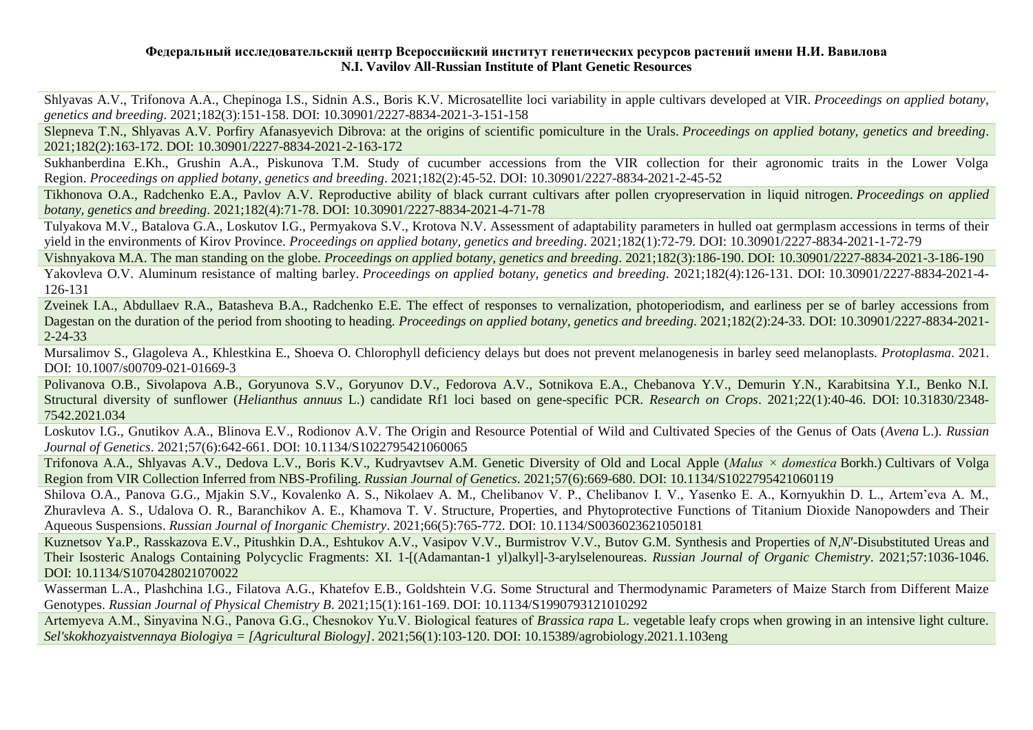**Федеральный исследовательский центр Всероссийский институт генетических ресурсов растений имени Н.И. Вавилова**
**N.I. Vavilov All-Russian Institute of Plant Genetic Resources**

Shlyavas A.V., Trifonova A.A., Chepinoga I.S., Sidnin A.S., Boris K.V. Microsatellite loci variability in apple cultivars developed at VIR. *Proceedings on applied botany, genetics and breeding*. 2021;182(3):151-158. DOI: 10.30901/2227-8834-2021-3-151-158

Slepneva T.N., Shlyavas A.V. Porfiry Afanasyevich Dibrova: at the origins of scientific pomiculture in the Urals. *Proceedings on applied botany, genetics and breeding*. 2021;182(2):163-172. DOI: 10.30901/2227-8834-2021-2-163-172

Sukhanberdina E.Kh., Grushin A.A., Piskunova T.M. Study of cucumber accessions from the VIR collection for their agronomic traits in the Lower Volga Region. *Proceedings on applied botany, genetics and breeding*. 2021;182(2):45-52. DOI: 10.30901/2227-8834-2021-2-45-52

Tikhonova O.A., Radchenko E.A., Pavlov A.V. Reproductive ability of black currant cultivars after pollen cryopreservation in liquid nitrogen. *Proceedings on applied botany, genetics and breeding*. 2021;182(4):71-78. DOI: 10.30901/2227-8834-2021-4-71-78

Tulyakova M.V., Batalova G.A., Loskutov I.G., Permyakova S.V., Krotova N.V. Assessment of adaptability parameters in hulled oat germplasm accessions in terms of their yield in the environments of Kirov Province. *Proceedings on applied botany, genetics and breeding*. 2021;182(1):72-79. DOI: 10.30901/2227-8834-2021-1-72-79

Vishnyakova M.A. The man standing on the globe. *Proceedings on applied botany, genetics and breeding*. 2021;182(3):186-190. DOI: 10.30901/2227-8834-2021-3-186-190

Yakovleva O.V. Aluminum resistance of malting barley. *Proceedings on applied botany, genetics and breeding*. 2021;182(4):126-131. DOI: 10.30901/2227-8834-2021-4-126-131

Zveinek I.A., Abdullaev R.A., Batasheva B.A., Radchenko E.E. The effect of responses to vernalization, photoperiodism, and earliness per se of barley accessions from Dagestan on the duration of the period from shooting to heading. *Proceedings on applied botany, genetics and breeding*. 2021;182(2):24-33. DOI: 10.30901/2227-8834-2021-2-24-33

Mursalimov S., Glagoleva A., Khlestkina E., Shoeva O. Chlorophyll deficiency delays but does not prevent melanogenesis in barley seed melanoplasts. *Protoplasma*. 2021. DOI: 10.1007/s00709-021-01669-3

Polivanova O.B., Sivolapova A.B., Goryunova S.V., Goryunov D.V., Fedorova A.V., Sotnikova E.A., Chebanova Y.V., Demurin Y.N., Karabitsina Y.I., Benko N.I. Structural diversity of sunflower (*Helianthus annuus* L.) candidate Rf1 loci based on gene-specific PCR. *Research on Crops*. 2021;22(1):40-46. DOI: 10.31830/2348-7542.2021.034

Loskutov I.G., Gnutikov A.A., Blinova E.V., Rodionov A.V. The Origin and Resource Potential of Wild and Cultivated Species of the Genus of Oats (*Avena* L.). *Russian Journal of Genetics*. 2021;57(6):642-661. DOI: 10.1134/S1022795421060065

Trifonova A.A., Shlyavas A.V., Dedova L.V., Boris K.V., Kudryavtsev A.M. Genetic Diversity of Old and Local Apple (*Malus × domestica* Borkh.) Cultivars of Volga Region from VIR Collection Inferred from NBS-Profiling. *Russian Journal of Genetics*. 2021;57(6):669-680. DOI: 10.1134/S1022795421060119

Shilova O.A., Panova G.G., Mjakin S.V., Kovalenko A. S., Nikolaev A. M., Chelibanov V. P., Chelibanov I. V., Yasenko E. A., Kornyukhin D. L., Artem'eva A. M., Zhuravleva A. S., Udalova O. R., Baranchikov A. E., Khamova T. V. Structure, Properties, and Phytoprotective Functions of Titanium Dioxide Nanopowders and Their Aqueous Suspensions. *Russian Journal of Inorganic Chemistry*. 2021;66(5):765-772. DOI: 10.1134/S0036023621050181

Kuznetsov Ya.P., Rasskazova E.V., Pitushkin D.A., Eshtukov A.V., Vasipov V.V., Burmistrov V.V., Butov G.M. Synthesis and Properties of *N,N′*-Disubstituted Ureas and Their Isosteric Analogs Containing Polycyclic Fragments: XI. 1-[(Adamantan-1 yl)alkyl]-3-arylselenoureas. *Russian Journal of Organic Chemistry*. 2021;57:1036-1046. DOI: 10.1134/S1070428021070022

Wasserman L.A., Plashchina I.G., Filatova A.G., Khatefov E.B., Goldshtein V.G. Some Structural and Thermodynamic Parameters of Maize Starch from Different Maize Genotypes. *Russian Journal of Physical Chemistry B*. 2021;15(1):161-169. DOI: 10.1134/S1990793121010292

Artemyeva A.M., Sinyavina N.G., Panova G.G., Chesnokov Yu.V. Biological features of *Brassica rapa* L. vegetable leafy crops when growing in an intensive light culture. *Sel'skokhozyaistvennaya Biologiya = [Agricultural Biology]*. 2021;56(1):103-120. DOI: 10.15389/agrobiology.2021.1.103eng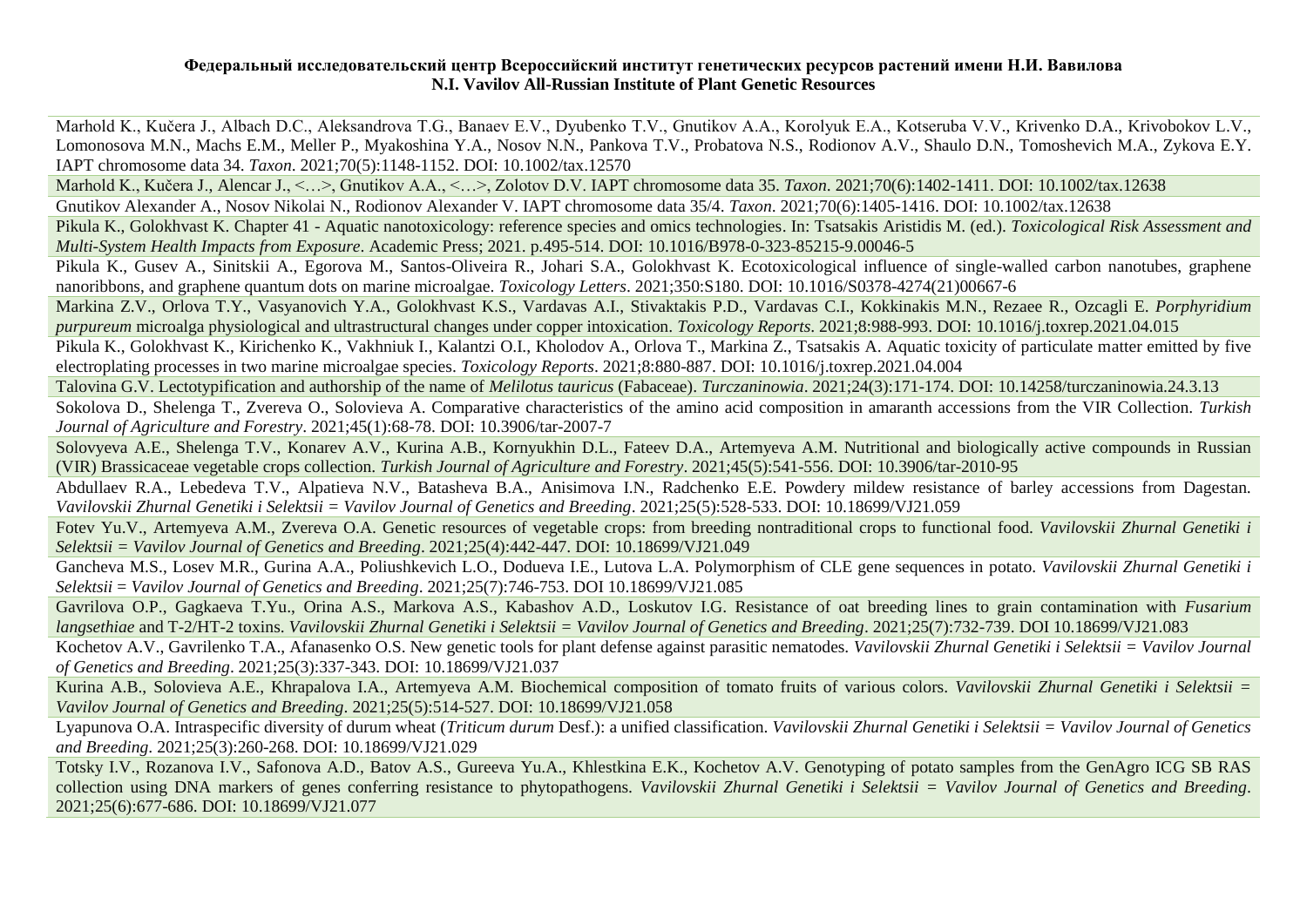**Федеральный исследовательский центр Всероссийский институт генетических ресурсов растений имени Н.И. Вавилова**
**N.I. Vavilov All-Russian Institute of Plant Genetic Resources**

Marhold K., Kučera J., Albach D.C., Aleksandrova T.G., Banaev E.V., Dyubenko T.V., Gnutikov A.A., Korolyuk E.A., Kotseruba V.V., Krivenko D.A., Krivobokov L.V., Lomonosova M.N., Machs E.M., Meller P., Myakoshina Y.A., Nosov N.N., Pankova T.V., Probatova N.S., Rodionov A.V., Shaulo D.N., Tomoshevich M.A., Zykova E.Y. IAPT chromosome data 34. *Taxon*. 2021;70(5):1148-1152. DOI: 10.1002/tax.12570

Marhold K., Kučera J., Alencar J., <…>, Gnutikov A.A., <…>, Zolotov D.V. IAPT chromosome data 35. *Taxon*. 2021;70(6):1402-1411. DOI: 10.1002/tax.12638

Gnutikov Alexander A., Nosov Nikolai N., Rodionov Alexander V. IAPT chromosome data 35/4. *Taxon*. 2021;70(6):1405-1416. DOI: 10.1002/tax.12638

Pikula K., Golokhvast K. Chapter 41 - Aquatic nanotoxicology: reference species and omics technologies. In: Tsatsakis Aristidis M. (ed.). *Toxicological Risk Assessment and Multi-System Health Impacts from Exposure*. Academic Press; 2021. p.495-514. DOI: 10.1016/B978-0-323-85215-9.00046-5

Pikula K., Gusev A., Sinitskii A., Egorova M., Santos-Oliveira R., Johari S.A., Golokhvast K. Ecotoxicological influence of single-walled carbon nanotubes, graphene nanoribbons, and graphene quantum dots on marine microalgae. *Toxicology Letters*. 2021;350:S180. DOI: 10.1016/S0378-4274(21)00667-6

Markina Z.V., Orlova T.Y., Vasyanovich Y.A., Golokhvast K.S., Vardavas A.I., Stivaktakis P.D., Vardavas C.I., Kokkinakis M.N., Rezaee R., Ozcagli E. *Porphyridium purpureum* microalga physiological and ultrastructural changes under copper intoxication. *Toxicology Reports*. 2021;8:988-993. DOI: 10.1016/j.toxrep.2021.04.015

Pikula K., Golokhvast K., Kirichenko K., Vakhniuk I., Kalantzi O.I., Kholodov A., Orlova T., Markina Z., Tsatsakis A. Aquatic toxicity of particulate matter emitted by five electroplating processes in two marine microalgae species. *Toxicology Reports*. 2021;8:880-887. DOI: 10.1016/j.toxrep.2021.04.004

Talovina G.V. Lectotypification and authorship of the name of *Melilotus tauricus* (Fabaceae). *Turczaninowia*. 2021;24(3):171-174. DOI: 10.14258/turczaninowia.24.3.13

Sokolova D., Shelenga T., Zvereva O., Solovieva A. Comparative characteristics of the amino acid composition in amaranth accessions from the VIR Collection. *Turkish Journal of Agriculture and Forestry*. 2021;45(1):68-78. DOI: 10.3906/tar-2007-7

Solovyeva A.E., Shelenga T.V., Konarev A.V., Kurina A.B., Kornyukhin D.L., Fateev D.A., Artemyeva A.M. Nutritional and biologically active compounds in Russian (VIR) Brassicaceae vegetable crops collection. *Turkish Journal of Agriculture and Forestry*. 2021;45(5):541-556. DOI: 10.3906/tar-2010-95

Abdullaev R.A., Lebedeva T.V., Alpatieva N.V., Batasheva B.A., Anisimova I.N., Radchenko E.E. Powdery mildew resistance of barley accessions from Dagestan. *Vavilovskii Zhurnal Genetiki i Selektsii = Vavilov Journal of Genetics and Breeding*. 2021;25(5):528-533. DOI: 10.18699/VJ21.059

Fotev Yu.V., Artemyeva A.M., Zvereva O.A. Genetic resources of vegetable crops: from breeding nontraditional crops to functional food. *Vavilovskii Zhurnal Genetiki i Selektsii = Vavilov Journal of Genetics and Breeding*. 2021;25(4):442-447. DOI: 10.18699/VJ21.049

Gancheva M.S., Losev M.R., Gurina A.A., Poliushkevich L.O., Dodueva I.E., Lutova L.A. Polymorphism of CLE gene sequences in potato. *Vavilovskii Zhurnal Genetiki i Selektsii = Vavilov Journal of Genetics and Breeding*. 2021;25(7):746-753. DOI 10.18699/VJ21.085

Gavrilova O.P., Gagkaeva T.Yu., Orina A.S., Markova A.S., Kabashov A.D., Loskutov I.G. Resistance of oat breeding lines to grain contamination with *Fusarium langsethiae* and T-2/HT-2 toxins. *Vavilovskii Zhurnal Genetiki i Selektsii = Vavilov Journal of Genetics and Breeding*. 2021;25(7):732-739. DOI 10.18699/VJ21.083

Kochetov A.V., Gavrilenko T.A., Afanasenko O.S. New genetic tools for plant defense against parasitic nematodes. *Vavilovskii Zhurnal Genetiki i Selektsii = Vavilov Journal of Genetics and Breeding*. 2021;25(3):337-343. DOI: 10.18699/VJ21.037

Kurina A.B., Solovieva A.E., Khrapalova I.A., Artemyeva A.M. Biochemical composition of tomato fruits of various colors. *Vavilovskii Zhurnal Genetiki i Selektsii = Vavilov Journal of Genetics and Breeding*. 2021;25(5):514-527. DOI: 10.18699/VJ21.058

Lyapunova O.A. Intraspecific diversity of durum wheat (*Triticum durum* Desf.): a unified classification. *Vavilovskii Zhurnal Genetiki i Selektsii = Vavilov Journal of Genetics and Breeding*. 2021;25(3):260-268. DOI: 10.18699/VJ21.029

Totsky I.V., Rozanova I.V., Safonova A.D., Batov A.S., Gureeva Yu.A., Khlestkina E.K., Kochetov A.V. Genotyping of potato samples from the GenAgro ICG SB RAS collection using DNA markers of genes conferring resistance to phytopathogens. *Vavilovskii Zhurnal Genetiki i Selektsii = Vavilov Journal of Genetics and Breeding*. 2021;25(6):677-686. DOI: 10.18699/VJ21.077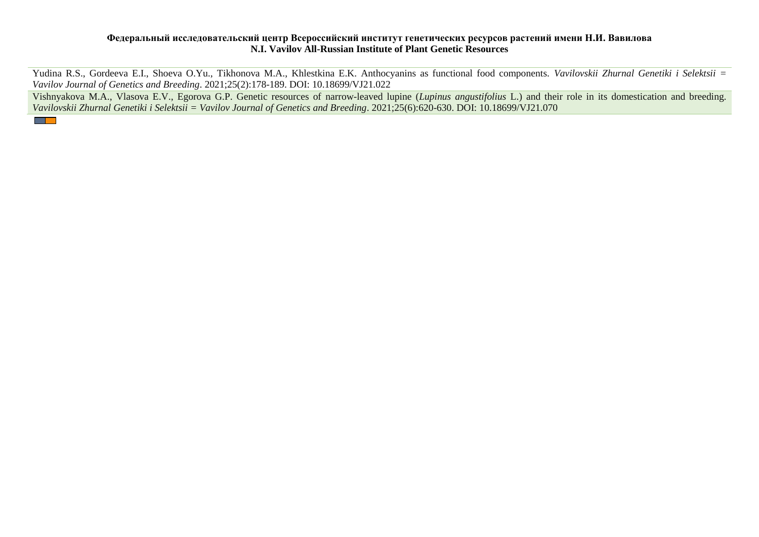Yudina R.S., Gordeeva E.I., Shoeva O.Yu., Tikhonova M.A., Khlestkina E.K. Anthocyanins as functional food components. *Vavilovskii Zhurnal Genetiki i Selektsii = Vavilov Journal of Genetics and Breeding*. 2021;25(2):178-189. DOI: 10.18699/VJ21.022

Vishnyakova M.A., Vlasova E.V., Egorova G.P. Genetic resources of narrow-leaved lupine (*Lupinus angustifolius* L.) and their role in its domestication and breeding. *Vavilovskii Zhurnal Genetiki i Selektsii = Vavilov Journal of Genetics and Breeding*. 2021;25(6):620-630. DOI: 10.18699/VJ21.070